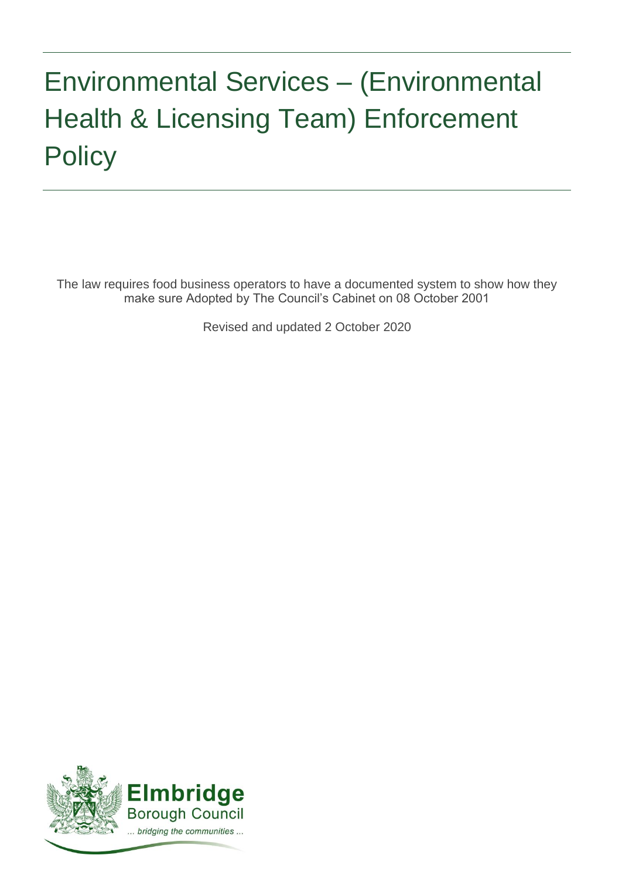# Environmental Services – (Environmental Health & Licensing Team) Enforcement Policy

The law requires food business operators to have a documented system to show how they make sure Adopted by The Council's Cabinet on 08 October 2001

Revised and updated 2 October 2020

**Elmbridge** Borough Council

*... bridging the communities ...*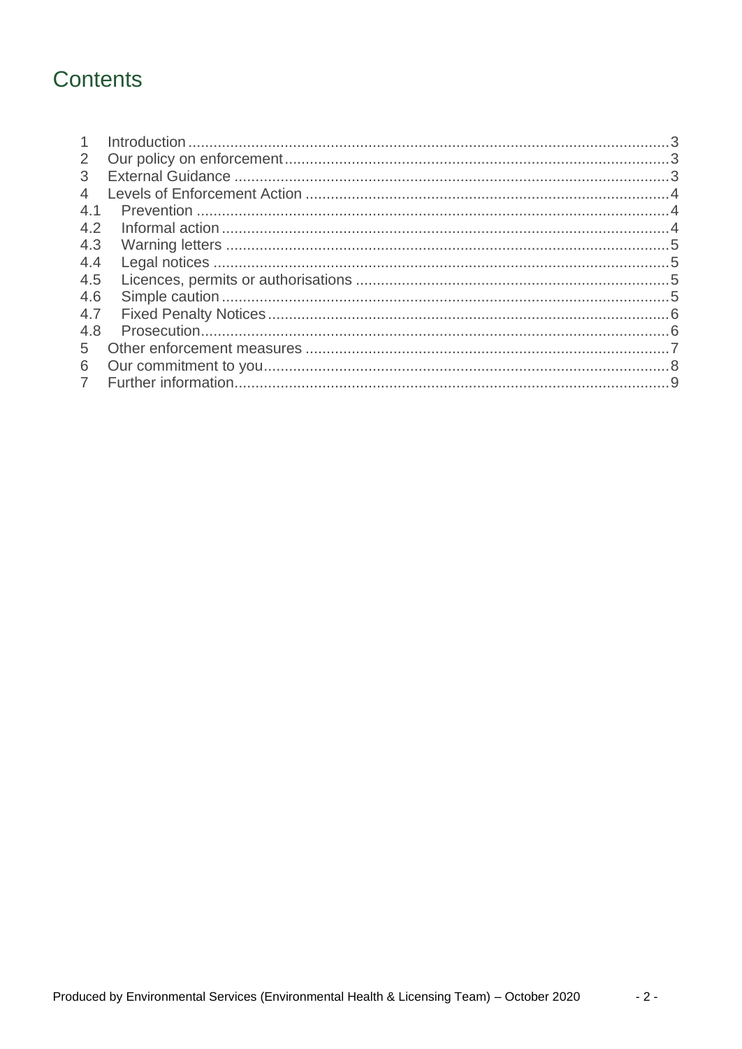# Contents

1 Introduction ..... 3
2 Our policy on enforcement ..... 3
3 External Guidance ..... 3
4 Levels of Enforcement Action ..... 4
4.1 Prevention ..... 4
4.2 Informal action ..... 4
4.3 Warning letters ..... 5
4.4 Legal notices ..... 5
4.5 Licences, permits or authorisations ..... 5
4.6 Simple caution ..... 5
4.7 Fixed Penalty Notices ..... 6
4.8 Prosecution ..... 6
5 Other enforcement measures ..... 7
6 Our commitment to you ..... 8
7 Further information ..... 9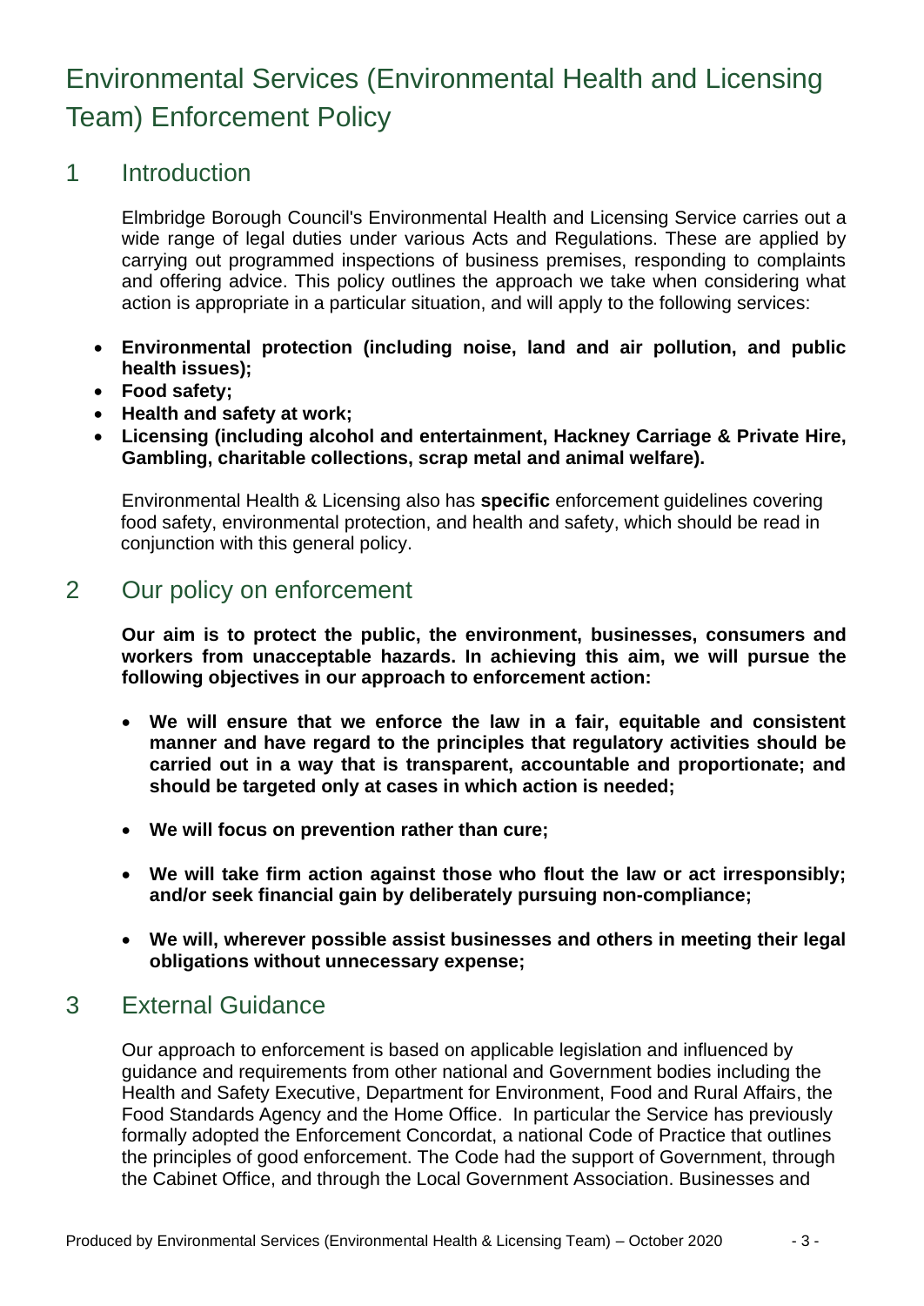# Environmental Services (Environmental Health and Licensing Team) Enforcement Policy

## 1 Introduction

Elmbridge Borough Council's Environmental Health and Licensing Service carries out a wide range of legal duties under various Acts and Regulations. These are applied by carrying out programmed inspections of business premises, responding to complaints and offering advice. This policy outlines the approach we take when considering what action is appropriate in a particular situation, and will apply to the following services:

- **Environmental protection (including noise, land and air pollution, and public health issues);**
- **Food safety;**
- **Health and safety at work;**
- **Licensing (including alcohol and entertainment, Hackney Carriage & Private Hire, Gambling, charitable collections, scrap metal and animal welfare).**

Environmental Health & Licensing also has **specific** enforcement guidelines covering food safety, environmental protection, and health and safety, which should be read in conjunction with this general policy.

## 2 Our policy on enforcement

**Our aim is to protect the public, the environment, businesses, consumers and workers from unacceptable hazards. In achieving this aim, we will pursue the following objectives in our approach to enforcement action:**

- **We will ensure that we enforce the law in a fair, equitable and consistent manner and have regard to the principles that regulatory activities should be carried out in a way that is transparent, accountable and proportionate; and should be targeted only at cases in which action is needed;**
- **We will focus on prevention rather than cure;**
- **We will take firm action against those who flout the law or act irresponsibly; and/or seek financial gain by deliberately pursuing non-compliance;**
- **We will, wherever possible assist businesses and others in meeting their legal obligations without unnecessary expense;**

## 3 External Guidance

Our approach to enforcement is based on applicable legislation and influenced by guidance and requirements from other national and Government bodies including the Health and Safety Executive, Department for Environment, Food and Rural Affairs, the Food Standards Agency and the Home Office. In particular the Service has previously formally adopted the Enforcement Concordat, a national Code of Practice that outlines the principles of good enforcement. The Code had the support of Government, through the Cabinet Office, and through the Local Government Association. Businesses and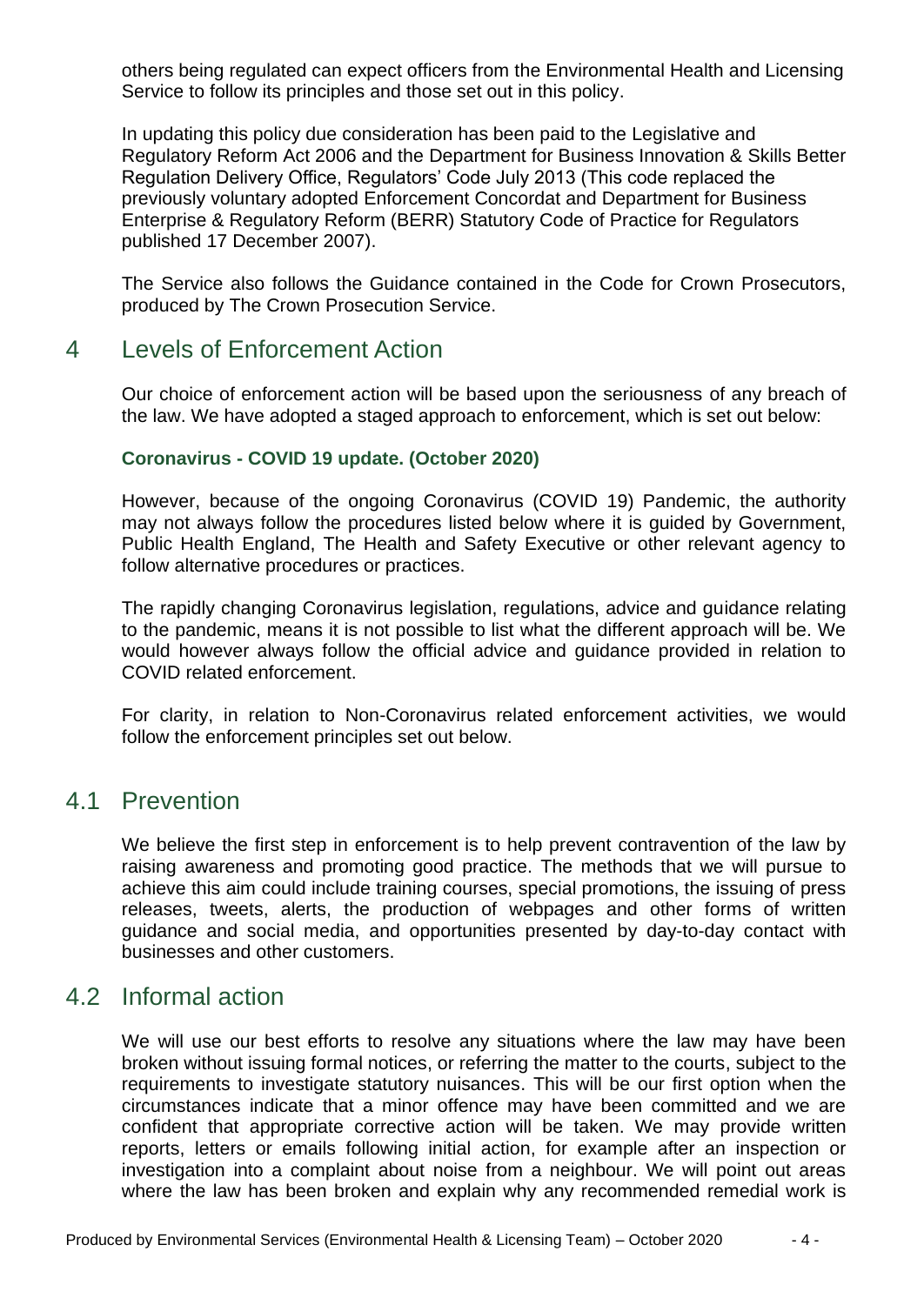others being regulated can expect officers from the Environmental Health and Licensing Service to follow its principles and those set out in this policy.

In updating this policy due consideration has been paid to the Legislative and Regulatory Reform Act 2006 and the Department for Business Innovation & Skills Better Regulation Delivery Office, Regulators' Code July 2013 (This code replaced the previously voluntary adopted Enforcement Concordat and Department for Business Enterprise & Regulatory Reform (BERR) Statutory Code of Practice for Regulators published 17 December 2007).

The Service also follows the Guidance contained in the Code for Crown Prosecutors, produced by The Crown Prosecution Service.

## 4 Levels of Enforcement Action

Our choice of enforcement action will be based upon the seriousness of any breach of the law. We have adopted a staged approach to enforcement, which is set out below:

**Coronavirus - COVID 19 update. (October 2020)**

However, because of the ongoing Coronavirus (COVID 19) Pandemic, the authority may not always follow the procedures listed below where it is guided by Government, Public Health England, The Health and Safety Executive or other relevant agency to follow alternative procedures or practices.

The rapidly changing Coronavirus legislation, regulations, advice and guidance relating to the pandemic, means it is not possible to list what the different approach will be. We would however always follow the official advice and guidance provided in relation to COVID related enforcement.

For clarity, in relation to Non-Coronavirus related enforcement activities, we would follow the enforcement principles set out below.

## 4.1 Prevention

We believe the first step in enforcement is to help prevent contravention of the law by raising awareness and promoting good practice. The methods that we will pursue to achieve this aim could include training courses, special promotions, the issuing of press releases, tweets, alerts, the production of webpages and other forms of written guidance and social media, and opportunities presented by day-to-day contact with businesses and other customers.

## 4.2 Informal action

We will use our best efforts to resolve any situations where the law may have been broken without issuing formal notices, or referring the matter to the courts, subject to the requirements to investigate statutory nuisances. This will be our first option when the circumstances indicate that a minor offence may have been committed and we are confident that appropriate corrective action will be taken. We may provide written reports, letters or emails following initial action, for example after an inspection or investigation into a complaint about noise from a neighbour. We will point out areas where the law has been broken and explain why any recommended remedial work is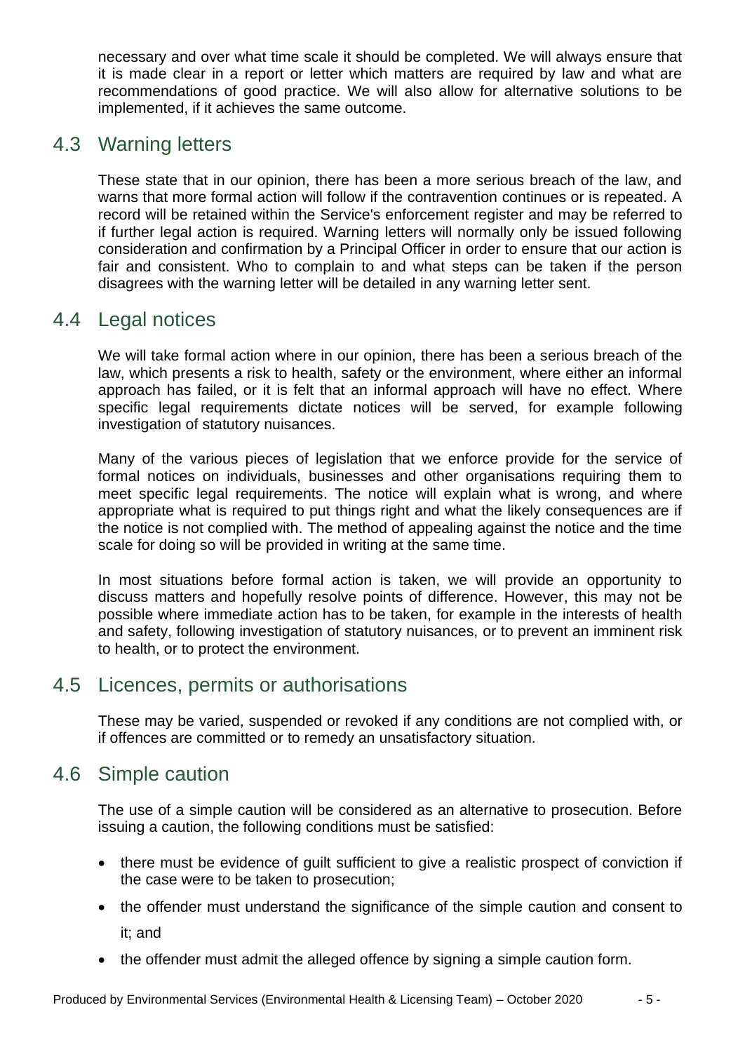necessary and over what time scale it should be completed. We will always ensure that it is made clear in a report or letter which matters are required by law and what are recommendations of good practice. We will also allow for alternative solutions to be implemented, if it achieves the same outcome.

## 4.3 Warning letters

These state that in our opinion, there has been a more serious breach of the law, and warns that more formal action will follow if the contravention continues or is repeated. A record will be retained within the Service's enforcement register and may be referred to if further legal action is required. Warning letters will normally only be issued following consideration and confirmation by a Principal Officer in order to ensure that our action is fair and consistent. Who to complain to and what steps can be taken if the person disagrees with the warning letter will be detailed in any warning letter sent.

## 4.4 Legal notices

We will take formal action where in our opinion, there has been a serious breach of the law, which presents a risk to health, safety or the environment, where either an informal approach has failed, or it is felt that an informal approach will have no effect. Where specific legal requirements dictate notices will be served, for example following investigation of statutory nuisances.

Many of the various pieces of legislation that we enforce provide for the service of formal notices on individuals, businesses and other organisations requiring them to meet specific legal requirements. The notice will explain what is wrong, and where appropriate what is required to put things right and what the likely consequences are if the notice is not complied with. The method of appealing against the notice and the time scale for doing so will be provided in writing at the same time.

In most situations before formal action is taken, we will provide an opportunity to discuss matters and hopefully resolve points of difference. However, this may not be possible where immediate action has to be taken, for example in the interests of health and safety, following investigation of statutory nuisances, or to prevent an imminent risk to health, or to protect the environment.

## 4.5 Licences, permits or authorisations

These may be varied, suspended or revoked if any conditions are not complied with, or if offences are committed or to remedy an unsatisfactory situation.

## 4.6 Simple caution

The use of a simple caution will be considered as an alternative to prosecution. Before issuing a caution, the following conditions must be satisfied:

- there must be evidence of guilt sufficient to give a realistic prospect of conviction if the case were to be taken to prosecution;
- the offender must understand the significance of the simple caution and consent to it; and
- the offender must admit the alleged offence by signing a simple caution form.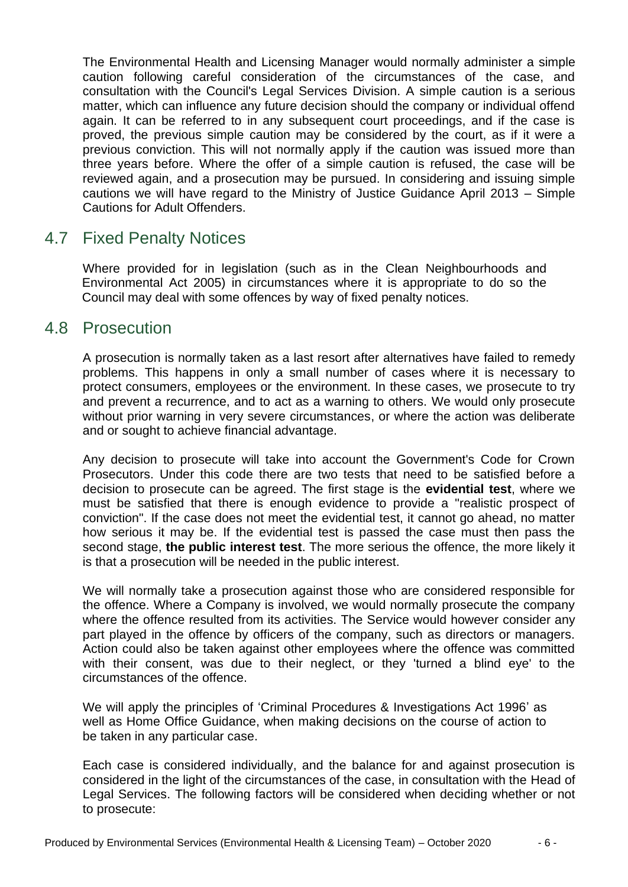The Environmental Health and Licensing Manager would normally administer a simple caution following careful consideration of the circumstances of the case, and consultation with the Council's Legal Services Division. A simple caution is a serious matter, which can influence any future decision should the company or individual offend again. It can be referred to in any subsequent court proceedings, and if the case is proved, the previous simple caution may be considered by the court, as if it were a previous conviction. This will not normally apply if the caution was issued more than three years before. Where the offer of a simple caution is refused, the case will be reviewed again, and a prosecution may be pursued. In considering and issuing simple cautions we will have regard to the Ministry of Justice Guidance April 2013 – Simple Cautions for Adult Offenders.

## 4.7 Fixed Penalty Notices

Where provided for in legislation (such as in the Clean Neighbourhoods and Environmental Act 2005) in circumstances where it is appropriate to do so the Council may deal with some offences by way of fixed penalty notices.

## 4.8 Prosecution

A prosecution is normally taken as a last resort after alternatives have failed to remedy problems. This happens in only a small number of cases where it is necessary to protect consumers, employees or the environment. In these cases, we prosecute to try and prevent a recurrence, and to act as a warning to others. We would only prosecute without prior warning in very severe circumstances, or where the action was deliberate and or sought to achieve financial advantage.

Any decision to prosecute will take into account the Government's Code for Crown Prosecutors. Under this code there are two tests that need to be satisfied before a decision to prosecute can be agreed. The first stage is the **evidential test**, where we must be satisfied that there is enough evidence to provide a "realistic prospect of conviction". If the case does not meet the evidential test, it cannot go ahead, no matter how serious it may be. If the evidential test is passed the case must then pass the second stage, **the public interest test**. The more serious the offence, the more likely it is that a prosecution will be needed in the public interest.

We will normally take a prosecution against those who are considered responsible for the offence. Where a Company is involved, we would normally prosecute the company where the offence resulted from its activities. The Service would however consider any part played in the offence by officers of the company, such as directors or managers. Action could also be taken against other employees where the offence was committed with their consent, was due to their neglect, or they 'turned a blind eye' to the circumstances of the offence.

We will apply the principles of 'Criminal Procedures & Investigations Act 1996' as well as Home Office Guidance, when making decisions on the course of action to be taken in any particular case.

Each case is considered individually, and the balance for and against prosecution is considered in the light of the circumstances of the case, in consultation with the Head of Legal Services. The following factors will be considered when deciding whether or not to prosecute: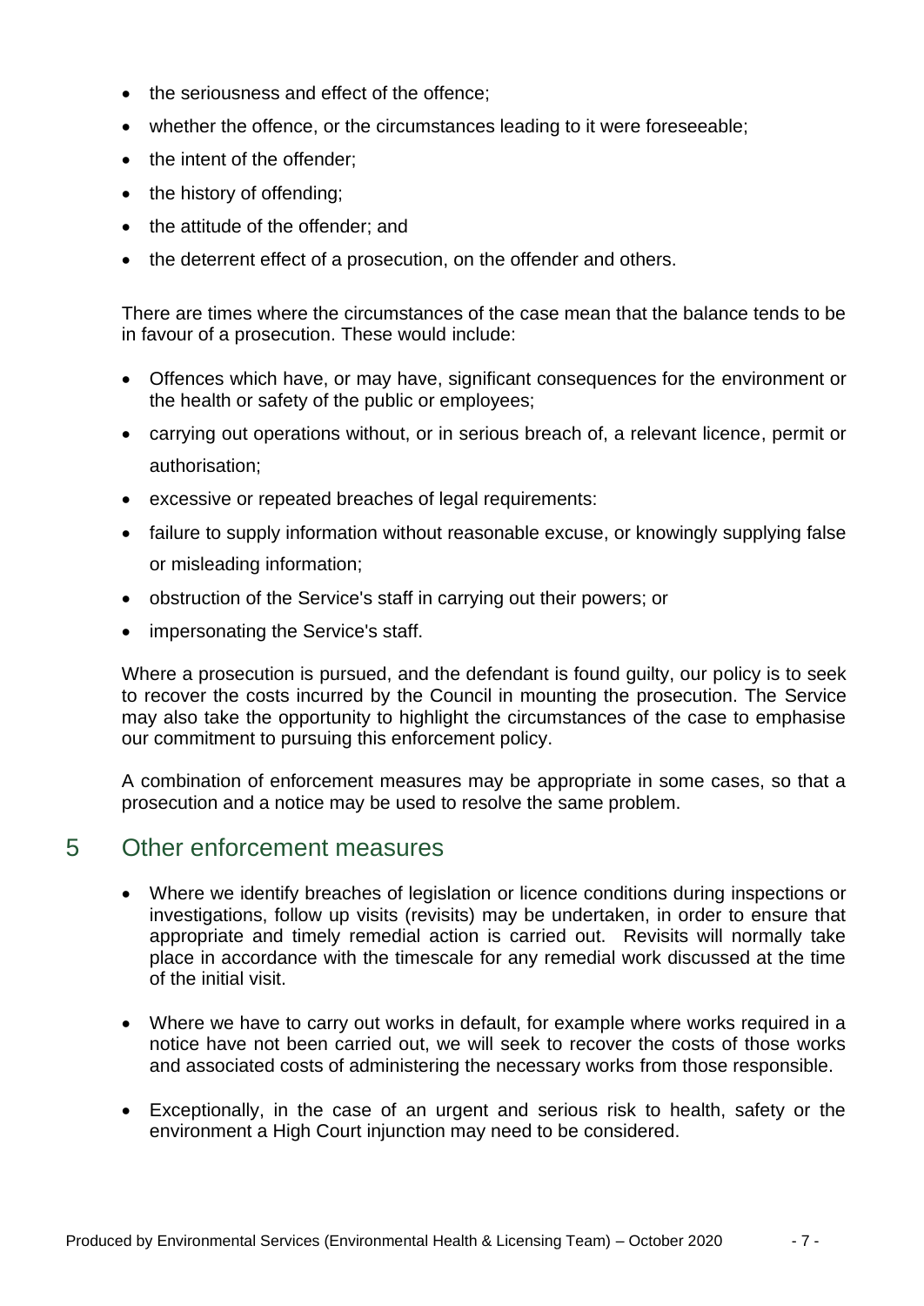- the seriousness and effect of the offence;
- whether the offence, or the circumstances leading to it were foreseeable;
- the intent of the offender;
- the history of offending;
- the attitude of the offender; and
- the deterrent effect of a prosecution, on the offender and others.

There are times where the circumstances of the case mean that the balance tends to be in favour of a prosecution. These would include:

- Offences which have, or may have, significant consequences for the environment or the health or safety of the public or employees;
- carrying out operations without, or in serious breach of, a relevant licence, permit or authorisation;
- excessive or repeated breaches of legal requirements:
- failure to supply information without reasonable excuse, or knowingly supplying false or misleading information;
- obstruction of the Service's staff in carrying out their powers; or
- impersonating the Service's staff.

Where a prosecution is pursued, and the defendant is found guilty, our policy is to seek to recover the costs incurred by the Council in mounting the prosecution. The Service may also take the opportunity to highlight the circumstances of the case to emphasise our commitment to pursuing this enforcement policy.

A combination of enforcement measures may be appropriate in some cases, so that a prosecution and a notice may be used to resolve the same problem.

## 5 Other enforcement measures

- Where we identify breaches of legislation or licence conditions during inspections or investigations, follow up visits (revisits) may be undertaken, in order to ensure that appropriate and timely remedial action is carried out. Revisits will normally take place in accordance with the timescale for any remedial work discussed at the time of the initial visit.

- Where we have to carry out works in default, for example where works required in a notice have not been carried out, we will seek to recover the costs of those works and associated costs of administering the necessary works from those responsible.

- Exceptionally, in the case of an urgent and serious risk to health, safety or the environment a High Court injunction may need to be considered.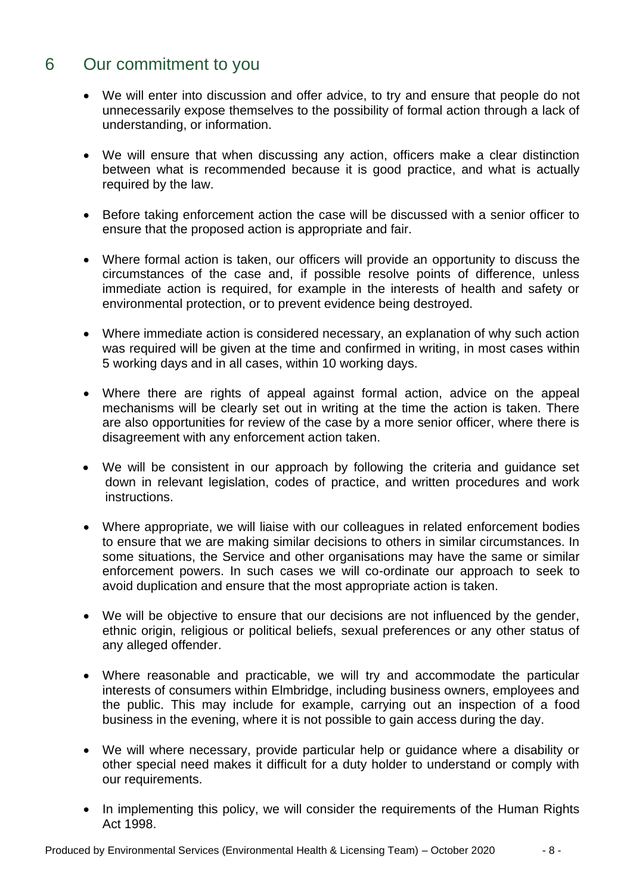## 6 Our commitment to you

- We will enter into discussion and offer advice, to try and ensure that people do not unnecessarily expose themselves to the possibility of formal action through a lack of understanding, or information.

- We will ensure that when discussing any action, officers make a clear distinction between what is recommended because it is good practice, and what is actually required by the law.

- Before taking enforcement action the case will be discussed with a senior officer to ensure that the proposed action is appropriate and fair.

- Where formal action is taken, our officers will provide an opportunity to discuss the circumstances of the case and, if possible resolve points of difference, unless immediate action is required, for example in the interests of health and safety or environmental protection, or to prevent evidence being destroyed.

- Where immediate action is considered necessary, an explanation of why such action was required will be given at the time and confirmed in writing, in most cases within 5 working days and in all cases, within 10 working days.

- Where there are rights of appeal against formal action, advice on the appeal mechanisms will be clearly set out in writing at the time the action is taken. There are also opportunities for review of the case by a more senior officer, where there is disagreement with any enforcement action taken.

- We will be consistent in our approach by following the criteria and guidance set down in relevant legislation, codes of practice, and written procedures and work instructions.

- Where appropriate, we will liaise with our colleagues in related enforcement bodies to ensure that we are making similar decisions to others in similar circumstances. In some situations, the Service and other organisations may have the same or similar enforcement powers. In such cases we will co-ordinate our approach to seek to avoid duplication and ensure that the most appropriate action is taken.

- We will be objective to ensure that our decisions are not influenced by the gender, ethnic origin, religious or political beliefs, sexual preferences or any other status of any alleged offender.

- Where reasonable and practicable, we will try and accommodate the particular interests of consumers within Elmbridge, including business owners, employees and the public. This may include for example, carrying out an inspection of a food business in the evening, where it is not possible to gain access during the day.

- We will where necessary, provide particular help or guidance where a disability or other special need makes it difficult for a duty holder to understand or comply with our requirements.

- In implementing this policy, we will consider the requirements of the Human Rights Act 1998.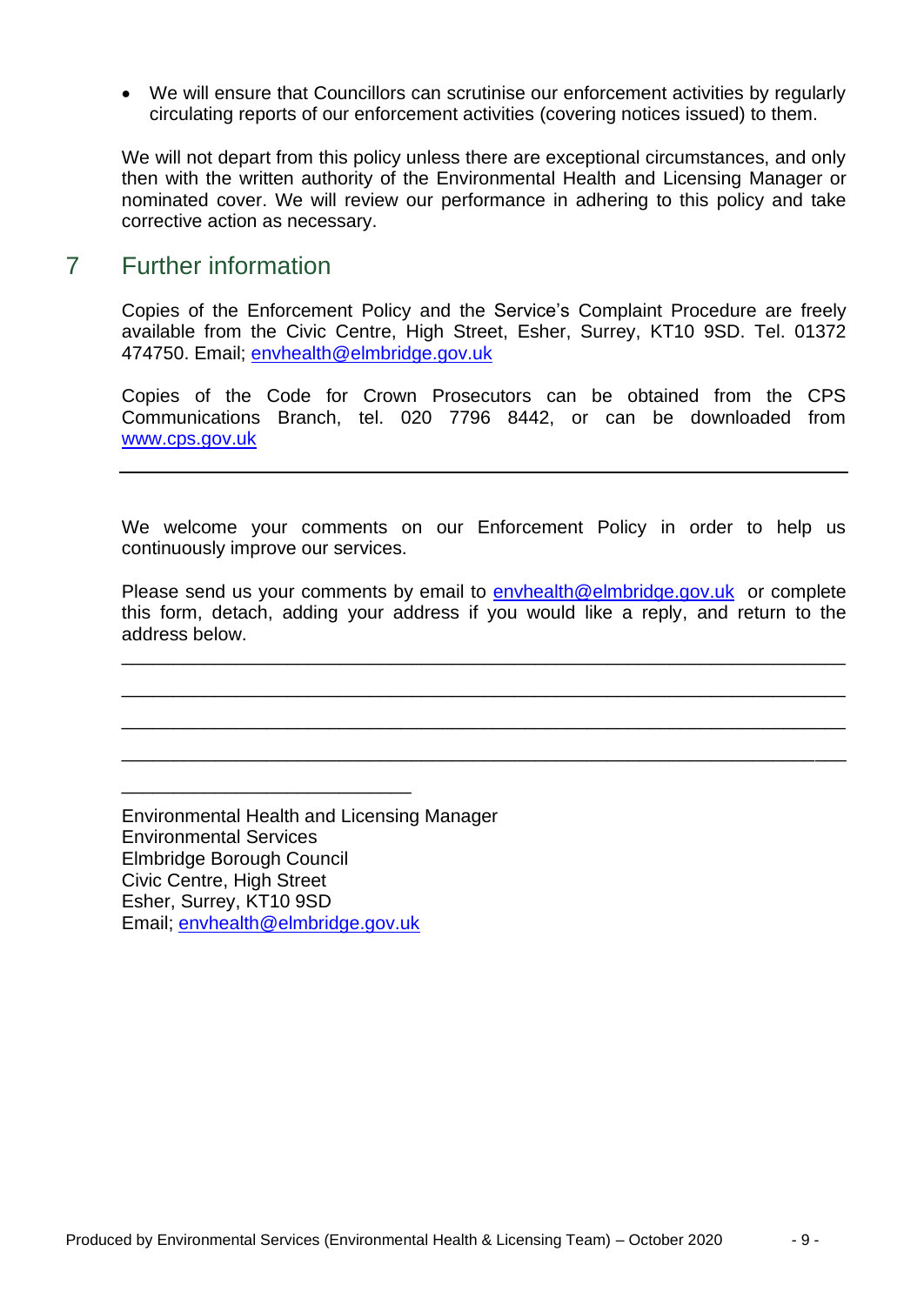- We will ensure that Councillors can scrutinise our enforcement activities by regularly circulating reports of our enforcement activities (covering notices issued) to them.

We will not depart from this policy unless there are exceptional circumstances, and only then with the written authority of the Environmental Health and Licensing Manager or nominated cover. We will review our performance in adhering to this policy and take corrective action as necessary.

## 7 Further information

Copies of the Enforcement Policy and the Service's Complaint Procedure are freely available from the Civic Centre, High Street, Esher, Surrey, KT10 9SD. Tel. 01372 474750. Email; envhealth@elmbridge.gov.uk

Copies of the Code for Crown Prosecutors can be obtained from the CPS Communications Branch, tel. 020 7796 8442, or can be downloaded from www.cps.gov.uk

---

We welcome your comments on our Enforcement Policy in order to help us continuously improve our services.

Please send us your comments by email to envhealth@elmbridge.gov.uk or complete this form, detach, adding your address if you would like a reply, and return to the address below.

\_\_\_\_\_\_\_\_\_\_\_\_\_\_\_\_\_\_\_\_\_\_\_\_\_\_\_\_\_\_\_\_\_\_\_\_\_\_\_\_\_\_\_\_\_\_\_\_\_\_\_\_\_\_\_\_\_\_\_\_\_\_\_\_

\_\_\_\_\_\_\_\_\_\_\_\_\_\_\_\_\_\_\_\_\_\_\_\_\_\_\_\_\_\_\_\_\_\_\_\_\_\_\_\_\_\_\_\_\_\_\_\_\_\_\_\_\_\_\_\_\_\_\_\_\_\_\_\_

\_\_\_\_\_\_\_\_\_\_\_\_\_\_\_\_\_\_\_\_\_\_\_\_\_\_\_\_\_\_\_\_\_\_\_\_\_\_\_\_\_\_\_\_\_\_\_\_\_\_\_\_\_\_\_\_\_\_\_\_\_\_\_\_

\_\_\_\_\_\_\_\_\_\_\_\_\_\_\_\_\_\_\_\_\_\_\_\_\_\_\_\_\_\_\_\_\_\_\_\_\_\_\_\_\_\_\_\_\_\_\_\_\_\_\_\_\_\_\_\_\_\_\_\_\_\_\_\_

\_\_\_\_\_\_\_\_\_\_\_\_\_\_\_\_\_\_\_\_\_\_\_\_\_\_\_\_

Environmental Health and Licensing Manager
Environmental Services
Elmbridge Borough Council
Civic Centre, High Street
Esher, Surrey, KT10 9SD
Email; envhealth@elmbridge.gov.uk